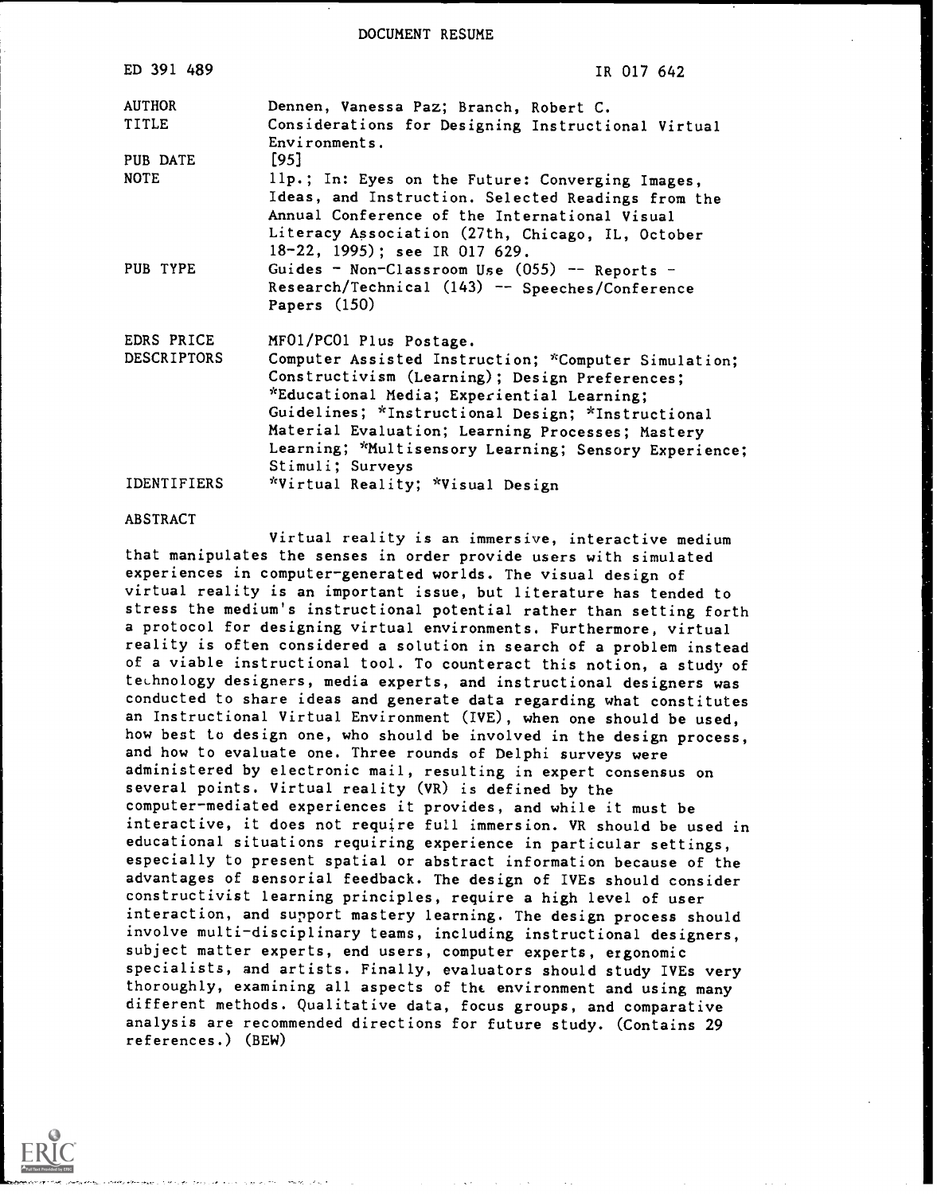DOCUMENT RESUME

| | |
|---|---|
| ED 391 489 | IR 017 642 |
| AUTHOR | Dennen, Vanessa Paz; Branch, Robert C. |
| TITLE | Considerations for Designing Instructional Virtual Environments. |
| PUB DATE | [95] |
| NOTE | 11p.; In: Eyes on the Future: Converging Images, Ideas, and Instruction. Selected Readings from the Annual Conference of the International Visual Literacy Association (27th, Chicago, IL, October 18-22, 1995); see IR 017 629. |
| PUB TYPE | Guides - Non-Classroom Use (055) -- Reports - Research/Technical (143) -- Speeches/Conference Papers (150) |
| EDRS PRICE | MF01/PC01 Plus Postage. |
| DESCRIPTORS | Computer Assisted Instruction; *Computer Simulation; Constructivism (Learning); Design Preferences; *Educational Media; Experiential Learning; Guidelines; *Instructional Design; *Instructional Material Evaluation; Learning Processes; Mastery Learning; *Multisensory Learning; Sensory Experience; Stimuli; Surveys |
| IDENTIFIERS | *Virtual Reality; *Visual Design |

ABSTRACT

Virtual reality is an immersive, interactive medium that manipulates the senses in order provide users with simulated experiences in computer-generated worlds. The visual design of virtual reality is an important issue, but literature has tended to stress the medium's instructional potential rather than setting forth a protocol for designing virtual environments. Furthermore, virtual reality is often considered a solution in search of a problem instead of a viable instructional tool. To counteract this notion, a study of technology designers, media experts, and instructional designers was conducted to share ideas and generate data regarding what constitutes an Instructional Virtual Environment (IVE), when one should be used, how best to design one, who should be involved in the design process, and how to evaluate one. Three rounds of Delphi surveys were administered by electronic mail, resulting in expert consensus on several points. Virtual reality (VR) is defined by the computer-mediated experiences it provides, and while it must be interactive, it does not require full immersion. VR should be used in educational situations requiring experience in particular settings, especially to present spatial or abstract information because of the advantages of sensorial feedback. The design of IVEs should consider constructivist learning principles, require a high level of user interaction, and support mastery learning. The design process should involve multi-disciplinary teams, including instructional designers, subject matter experts, end users, computer experts, ergonomic specialists, and artists. Finally, evaluators should study IVEs very thoroughly, examining all aspects of the environment and using many different methods. Qualitative data, focus groups, and comparative analysis are recommended directions for future study. (Contains 29 references.) (BEW)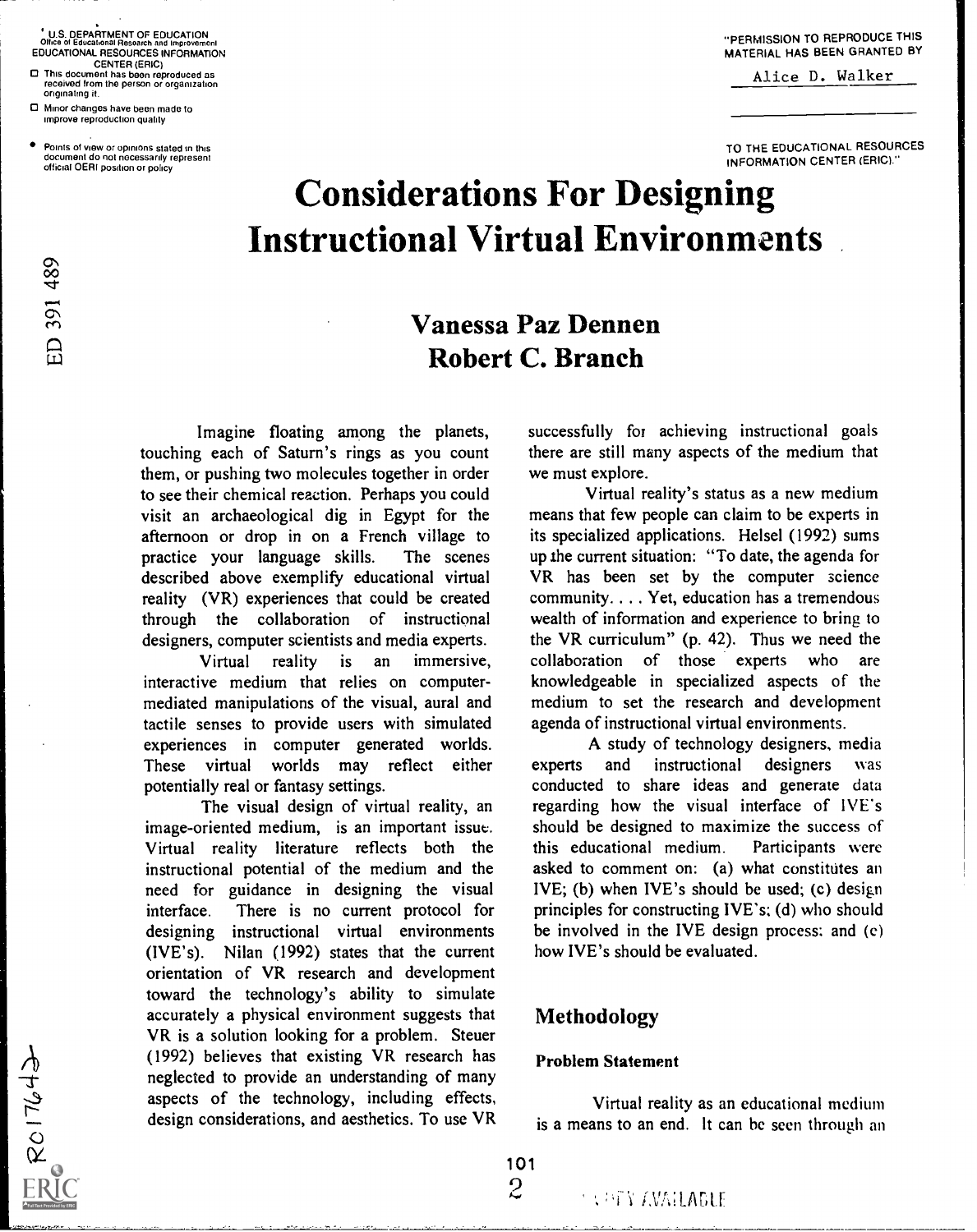# Considerations For Designing Instructional Virtual Environments

## Vanessa Paz Dennen
## Robert C. Branch

Imagine floating among the planets, touching each of Saturn's rings as you count them, or pushing two molecules together in order to see their chemical reaction. Perhaps you could visit an archaeological dig in Egypt for the afternoon or drop in on a French village to practice your language skills. The scenes described above exemplify educational virtual reality (VR) experiences that could be created through the collaboration of instructional designers, computer scientists and media experts.

Virtual reality is an immersive, interactive medium that relies on computer-mediated manipulations of the visual, aural and tactile senses to provide users with simulated experiences in computer generated worlds. These virtual worlds may reflect either potentially real or fantasy settings.

The visual design of virtual reality, an image-oriented medium, is an important issue. Virtual reality literature reflects both the instructional potential of the medium and the need for guidance in designing the visual interface. There is no current protocol for designing instructional virtual environments (IVE's). Nilan (1992) states that the current orientation of VR research and development toward the technology's ability to simulate accurately a physical environment suggests that VR is a solution looking for a problem. Steuer (1992) believes that existing VR research has neglected to provide an understanding of many aspects of the technology, including effects, design considerations, and aesthetics. To use VR successfully for achieving instructional goals there are still many aspects of the medium that we must explore.

Virtual reality's status as a new medium means that few people can claim to be experts in its specialized applications. Helsel (1992) sums up the current situation: "To date, the agenda for VR has been set by the computer science community. . . . Yet, education has a tremendous wealth of information and experience to bring to the VR curriculum" (p. 42). Thus we need the collaboration of those experts who are knowledgeable in specialized aspects of the medium to set the research and development agenda of instructional virtual environments.

A study of technology designers, media experts and instructional designers was conducted to share ideas and generate data regarding how the visual interface of IVE's should be designed to maximize the success of this educational medium. Participants were asked to comment on: (a) what constitutes an IVE; (b) when IVE's should be used; (c) design principles for constructing IVE's; (d) who should be involved in the IVE design process; and (e) how IVE's should be evaluated.

## Methodology

### Problem Statement

Virtual reality as an educational medium is a means to an end. It can be seen through an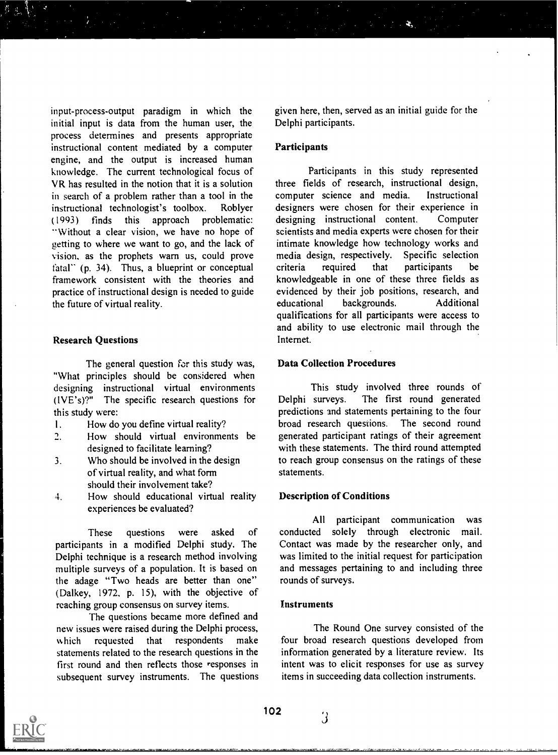input-process-output paradigm in which the initial input is data from the human user, the process determines and presents appropriate instructional content mediated by a computer engine, and the output is increased human knowledge. The current technological focus of VR has resulted in the notion that it is a solution in search of a problem rather than a tool in the instructional technologist's toolbox. Roblyer (1993) finds this approach problematic: "Without a clear vision, we have no hope of getting to where we want to go, and the lack of vision, as the prophets warn us, could prove fatal" (p. 34). Thus, a blueprint or conceptual framework consistent with the theories and practice of instructional design is needed to guide the future of virtual reality.

### Research Questions

The general question for this study was, "What principles should be considered when designing instructional virtual environments (IVE's)?" The specific research questions for this study were:

1. How do you define virtual reality?
2. How should virtual environments be designed to facilitate learning?
3. Who should be involved in the design of virtual reality, and what form should their involvement take?
4. How should educational virtual reality experiences be evaluated?

These questions were asked of participants in a modified Delphi study. The Delphi technique is a research method involving multiple surveys of a population. It is based on the adage "Two heads are better than one" (Dalkey, 1972, p. 15), with the objective of reaching group consensus on survey items.

The questions became more defined and new issues were raised during the Delphi process, which requested that respondents make statements related to the research questions in the first round and then reflects those responses in subsequent survey instruments. The questions given here, then, served as an initial guide for the Delphi participants.

### Participants

Participants in this study represented three fields of research, instructional design, computer science and media. Instructional designers were chosen for their experience in designing instructional content. Computer scientists and media experts were chosen for their intimate knowledge how technology works and media design, respectively. Specific selection criteria required that participants be knowledgeable in one of these three fields as evidenced by their job positions, research, and educational backgrounds. Additional qualifications for all participants were access to and ability to use electronic mail through the Internet.

### Data Collection Procedures

This study involved three rounds of Delphi surveys. The first round generated predictions and statements pertaining to the four broad research questions. The second round generated participant ratings of their agreement with these statements. The third round attempted to reach group consensus on the ratings of these statements.

### Description of Conditions

All participant communication was conducted solely through electronic mail. Contact was made by the researcher only, and was limited to the initial request for participation and messages pertaining to and including three rounds of surveys.

### Instruments

The Round One survey consisted of the four broad research questions developed from information generated by a literature review. Its intent was to elicit responses for use as survey items in succeeding data collection instruments.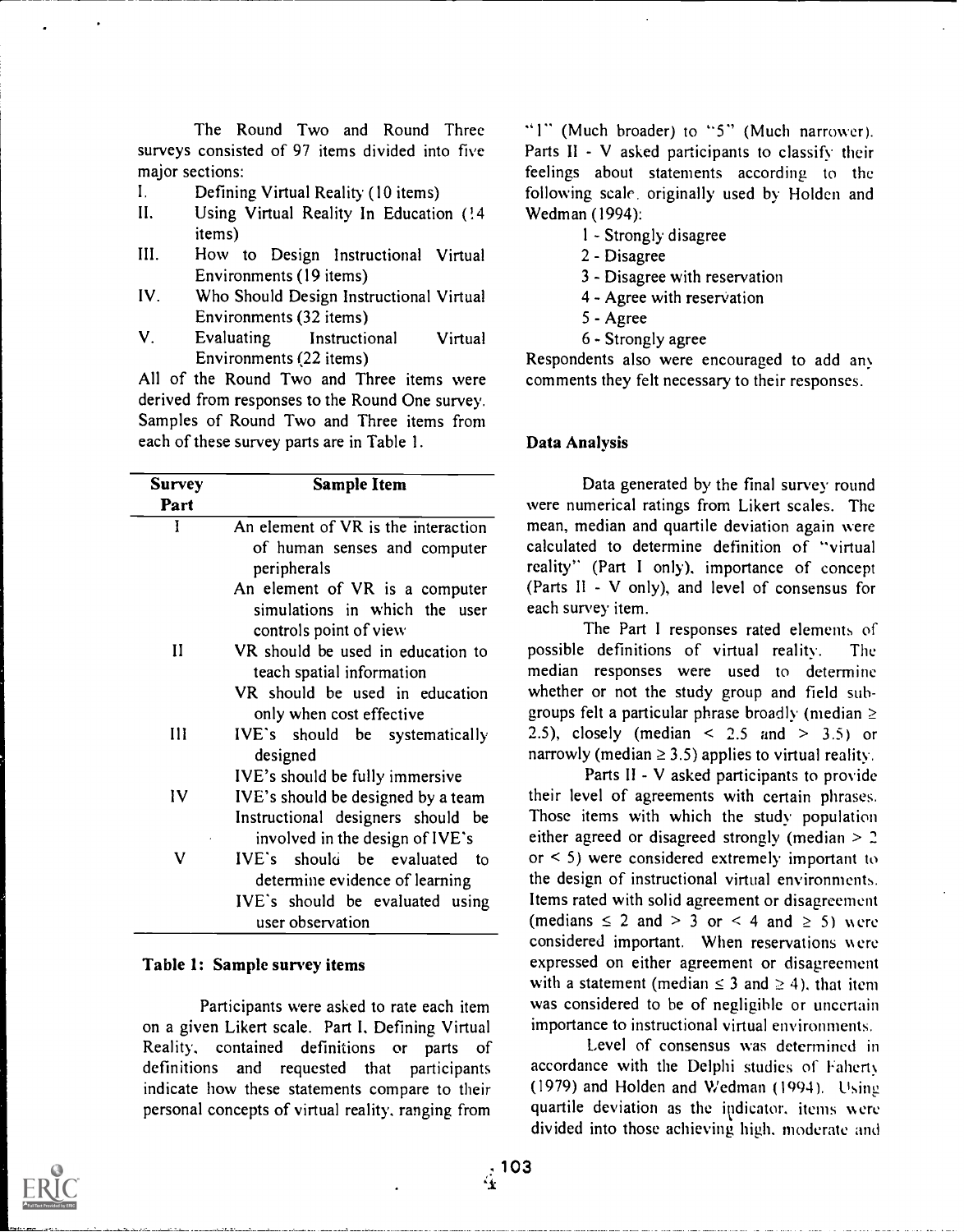The Round Two and Round Three surveys consisted of 97 items divided into five major sections:

I. Defining Virtual Reality (10 items)
II. Using Virtual Reality In Education (14 items)
III. How to Design Instructional Virtual Environments (19 items)
IV. Who Should Design Instructional Virtual Environments (32 items)
V. Evaluating Instructional Virtual Environments (22 items)

All of the Round Two and Three items were derived from responses to the Round One survey. Samples of Round Two and Three items from each of these survey parts are in Table 1.

| Survey Part | Sample Item |
|---|---|
| I | An element of VR is the interaction of human senses and computer peripherals |
| | An element of VR is a computer simulations in which the user controls point of view |
| II | VR should be used in education to teach spatial information |
| | VR should be used in education only when cost effective |
| III | IVE's should be systematically designed |
| | IVE's should be fully immersive |
| IV | IVE's should be designed by a team |
| | Instructional designers should be involved in the design of IVE's |
| V | IVE's should be evaluated to determine evidence of learning |
| | IVE's should be evaluated using user observation |

**Table 1: Sample survey items**

Participants were asked to rate each item on a given Likert scale. Part I, Defining Virtual Reality, contained definitions or parts of definitions and requested that participants indicate how these statements compare to their personal concepts of virtual reality, ranging from "1" (Much broader) to "5" (Much narrower). Parts II - V asked participants to classify their feelings about statements according to the following scale, originally used by Holden and Wedman (1994):

1 - Strongly disagree
2 - Disagree
3 - Disagree with reservation
4 - Agree with reservation
5 - Agree
6 - Strongly agree

Respondents also were encouraged to add any comments they felt necessary to their responses.

### Data Analysis

Data generated by the final survey round were numerical ratings from Likert scales. The mean, median and quartile deviation again were calculated to determine definition of "virtual reality" (Part I only), importance of concept (Parts II - V only), and level of consensus for each survey item.

The Part I responses rated elements of possible definitions of virtual reality. The median responses were used to determine whether or not the study group and field sub-groups felt a particular phrase broadly (median $\geq$ 2.5), closely (median $<$ 2.5 and $>$ 3.5) or narrowly (median $\geq$ 3.5) applies to virtual reality.

Parts II - V asked participants to provide their level of agreements with certain phrases. Those items with which the study population either agreed or disagreed strongly (median $>$ 2 or $<$ 5) were considered extremely important to the design of instructional virtual environments. Items rated with solid agreement or disagreement (medians $\leq$ 2 and $>$ 3 or $<$ 4 and $\geq$ 5) were considered important. When reservations were expressed on either agreement or disagreement with a statement (median $\leq$ 3 and $\geq$ 4), that item was considered to be of negligible or uncertain importance to instructional virtual environments.

Level of consensus was determined in accordance with the Delphi studies of Faherty (1979) and Holden and Wedman (1994). Using quartile deviation as the indicator, items were divided into those achieving high, moderate and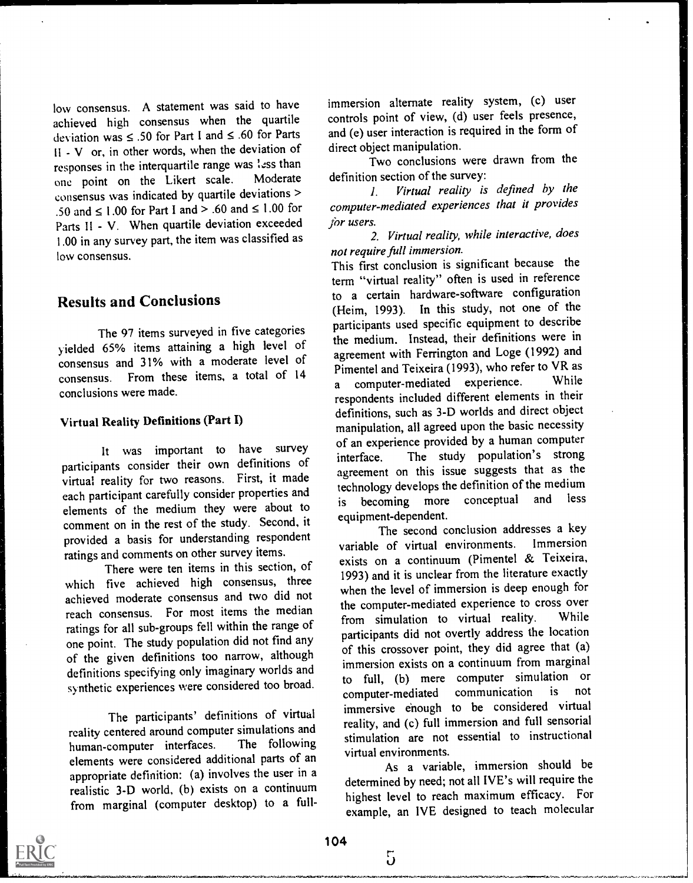low consensus. A statement was said to have achieved high consensus when the quartile deviation was ≤ .50 for Part I and ≤ .60 for Parts II - V or, in other words, when the deviation of responses in the interquartile range was less than one point on the Likert scale. Moderate consensus was indicated by quartile deviations > .50 and ≤ 1.00 for Part I and > .60 and ≤ 1.00 for Parts II - V. When quartile deviation exceeded 1.00 in any survey part, the item was classified as low consensus.

## Results and Conclusions

The 97 items surveyed in five categories yielded 65% items attaining a high level of consensus and 31% with a moderate level of consensus. From these items, a total of 14 conclusions were made.

### Virtual Reality Definitions (Part I)

It was important to have survey participants consider their own definitions of virtual reality for two reasons. First, it made each participant carefully consider properties and elements of the medium they were about to comment on in the rest of the study. Second, it provided a basis for understanding respondent ratings and comments on other survey items.

There were ten items in this section, of which five achieved high consensus, three achieved moderate consensus and two did not reach consensus. For most items the median ratings for all sub-groups fell within the range of one point. The study population did not find any of the given definitions too narrow, although definitions specifying only imaginary worlds and synthetic experiences were considered too broad.

The participants' definitions of virtual reality centered around computer simulations and human-computer interfaces. The following elements were considered additional parts of an appropriate definition: (a) involves the user in a realistic 3-D world, (b) exists on a continuum from marginal (computer desktop) to a full-immersion alternate reality system, (c) user controls point of view, (d) user feels presence, and (e) user interaction is required in the form of direct object manipulation.

Two conclusions were drawn from the definition section of the survey:

1. *Virtual reality is defined by the computer-mediated experiences that it provides for users.*

2. *Virtual reality, while interactive, does not require full immersion.*

This first conclusion is significant because the term "virtual reality" often is used in reference to a certain hardware-software configuration (Heim, 1993). In this study, not one of the participants used specific equipment to describe the medium. Instead, their definitions were in agreement with Ferrington and Loge (1992) and Pimentel and Teixeira (1993), who refer to VR as a computer-mediated experience. While respondents included different elements in their definitions, such as 3-D worlds and direct object manipulation, all agreed upon the basic necessity of an experience provided by a human computer interface. The study population's strong agreement on this issue suggests that as the technology develops the definition of the medium is becoming more conceptual and less equipment-dependent.

The second conclusion addresses a key variable of virtual environments. Immersion exists on a continuum (Pimentel & Teixeira, 1993) and it is unclear from the literature exactly when the level of immersion is deep enough for the computer-mediated experience to cross over from simulation to virtual reality. While participants did not overtly address the location of this crossover point, they did agree that (a) immersion exists on a continuum from marginal to full, (b) mere computer simulation or computer-mediated communication is not immersive enough to be considered virtual reality, and (c) full immersion and full sensorial stimulation are not essential to instructional virtual environments.

As a variable, immersion should be determined by need; not all IVE's will require the highest level to reach maximum efficacy. For example, an IVE designed to teach molecular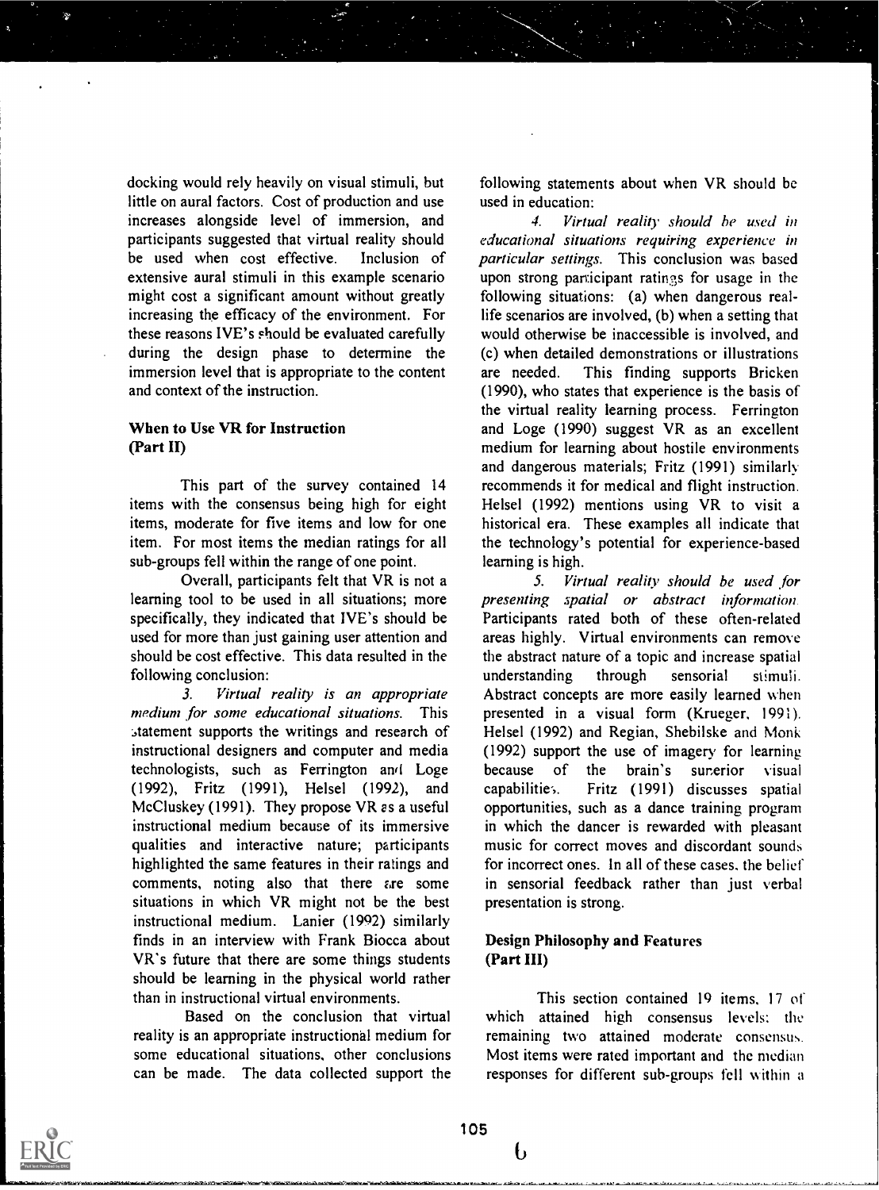docking would rely heavily on visual stimuli, but little on aural factors. Cost of production and use increases alongside level of immersion, and participants suggested that virtual reality should be used when cost effective. Inclusion of extensive aural stimuli in this example scenario might cost a significant amount without greatly increasing the efficacy of the environment. For these reasons IVE's should be evaluated carefully during the design phase to determine the immersion level that is appropriate to the content and context of the instruction.

### When to Use VR for Instruction (Part II)

This part of the survey contained 14 items with the consensus being high for eight items, moderate for five items and low for one item. For most items the median ratings for all sub-groups fell within the range of one point.

Overall, participants felt that VR is not a learning tool to be used in all situations; more specifically, they indicated that IVE's should be used for more than just gaining user attention and should be cost effective. This data resulted in the following conclusion:

*3. Virtual reality is an appropriate medium for some educational situations.* This statement supports the writings and research of instructional designers and computer and media technologists, such as Ferrington and Loge (1992), Fritz (1991), Helsel (1992), and McCluskey (1991). They propose VR as a useful instructional medium because of its immersive qualities and interactive nature; participants highlighted the same features in their ratings and comments, noting also that there are some situations in which VR might not be the best instructional medium. Lanier (1992) similarly finds in an interview with Frank Biocca about VR's future that there are some things students should be learning in the physical world rather than in instructional virtual environments.

Based on the conclusion that virtual reality is an appropriate instructional medium for some educational situations, other conclusions can be made. The data collected support the following statements about when VR should be used in education:

*4. Virtual reality should be used in educational situations requiring experience in particular settings.* This conclusion was based upon strong participant ratings for usage in the following situations: (a) when dangerous real-life scenarios are involved, (b) when a setting that would otherwise be inaccessible is involved, and (c) when detailed demonstrations or illustrations are needed. This finding supports Bricken (1990), who states that experience is the basis of the virtual reality learning process. Ferrington and Loge (1990) suggest VR as an excellent medium for learning about hostile environments and dangerous materials; Fritz (1991) similarly recommends it for medical and flight instruction. Helsel (1992) mentions using VR to visit a historical era. These examples all indicate that the technology's potential for experience-based learning is high.

*5. Virtual reality should be used for presenting spatial or abstract information.* Participants rated both of these often-related areas highly. Virtual environments can remove the abstract nature of a topic and increase spatial understanding through sensorial stimuli. Abstract concepts are more easily learned when presented in a visual form (Krueger, 1991). Helsel (1992) and Regian, Shebilske and Monk (1992) support the use of imagery for learning because of the brain's superior visual capabilities. Fritz (1991) discusses spatial opportunities, such as a dance training program in which the dancer is rewarded with pleasant music for correct moves and discordant sounds for incorrect ones. In all of these cases, the belief in sensorial feedback rather than just verbal presentation is strong.

### Design Philosophy and Features (Part III)

This section contained 19 items, 17 of which attained high consensus levels; the remaining two attained moderate consensus. Most items were rated important and the median responses for different sub-groups fell within a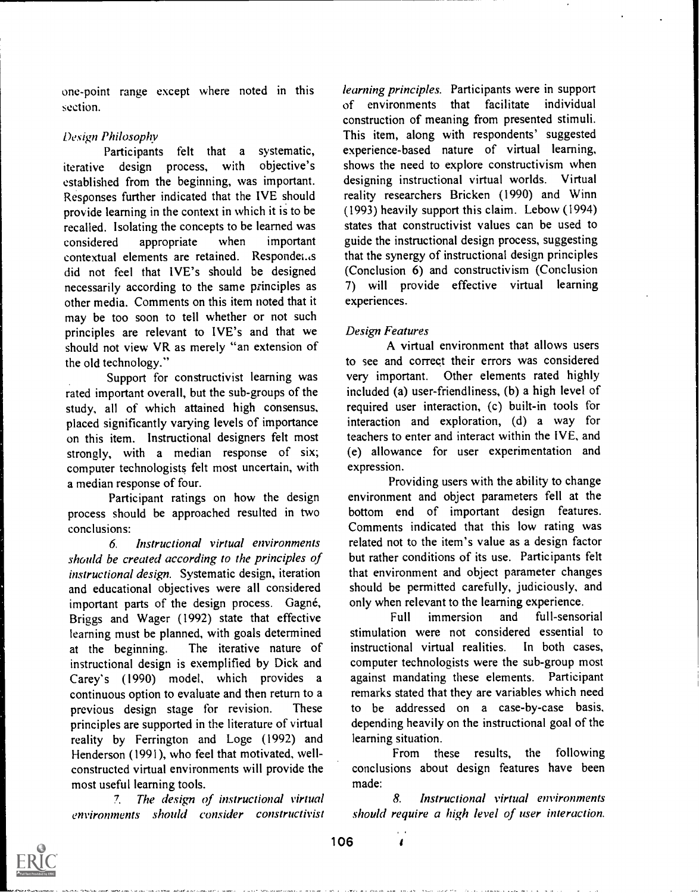one-point range except where noted in this section.

*Design Philosophy*

Participants felt that a systematic, iterative design process, with objective's established from the beginning, was important. Responses further indicated that the IVE should provide learning in the context in which it is to be recalled. Isolating the concepts to be learned was considered appropriate when important contextual elements are retained. Respondents did not feel that IVE's should be designed necessarily according to the same principles as other media. Comments on this item noted that it may be too soon to tell whether or not such principles are relevant to IVE's and that we should not view VR as merely "an extension of the old technology."

Support for constructivist learning was rated important overall, but the sub-groups of the study, all of which attained high consensus, placed significantly varying levels of importance on this item. Instructional designers felt most strongly, with a median response of six; computer technologists felt most uncertain, with a median response of four.

Participant ratings on how the design process should be approached resulted in two conclusions:

6. *Instructional virtual environments should be created according to the principles of instructional design.* Systematic design, iteration and educational objectives were all considered important parts of the design process. Gagné, Briggs and Wager (1992) state that effective learning must be planned, with goals determined at the beginning. The iterative nature of instructional design is exemplified by Dick and Carey's (1990) model, which provides a continuous option to evaluate and then return to a previous design stage for revision. These principles are supported in the literature of virtual reality by Ferrington and Loge (1992) and Henderson (1991), who feel that motivated, well-constructed virtual environments will provide the most useful learning tools.

7. *The design of instructional virtual environments should consider constructivist learning principles.* Participants were in support of environments that facilitate individual construction of meaning from presented stimuli. This item, along with respondents' suggested experience-based nature of virtual learning, shows the need to explore constructivism when designing instructional virtual worlds. Virtual reality researchers Bricken (1990) and Winn (1993) heavily support this claim. Lebow (1994) states that constructivist values can be used to guide the instructional design process, suggesting that the synergy of instructional design principles (Conclusion 6) and constructivism (Conclusion 7) will provide effective virtual learning experiences.

*Design Features*

A virtual environment that allows users to see and correct their errors was considered very important. Other elements rated highly included (a) user-friendliness, (b) a high level of required user interaction, (c) built-in tools for interaction and exploration, (d) a way for teachers to enter and interact within the IVE, and (e) allowance for user experimentation and expression.

Providing users with the ability to change environment and object parameters fell at the bottom end of important design features. Comments indicated that this low rating was related not to the item's value as a design factor but rather conditions of its use. Participants felt that environment and object parameter changes should be permitted carefully, judiciously, and only when relevant to the learning experience.

Full immersion and full-sensorial stimulation were not considered essential to instructional virtual realities. In both cases, computer technologists were the sub-group most against mandating these elements. Participant remarks stated that they are variables which need to be addressed on a case-by-case basis, depending heavily on the instructional goal of the learning situation.

From these results, the following conclusions about design features have been made:

8. *Instructional virtual environments should require a high level of user interaction.*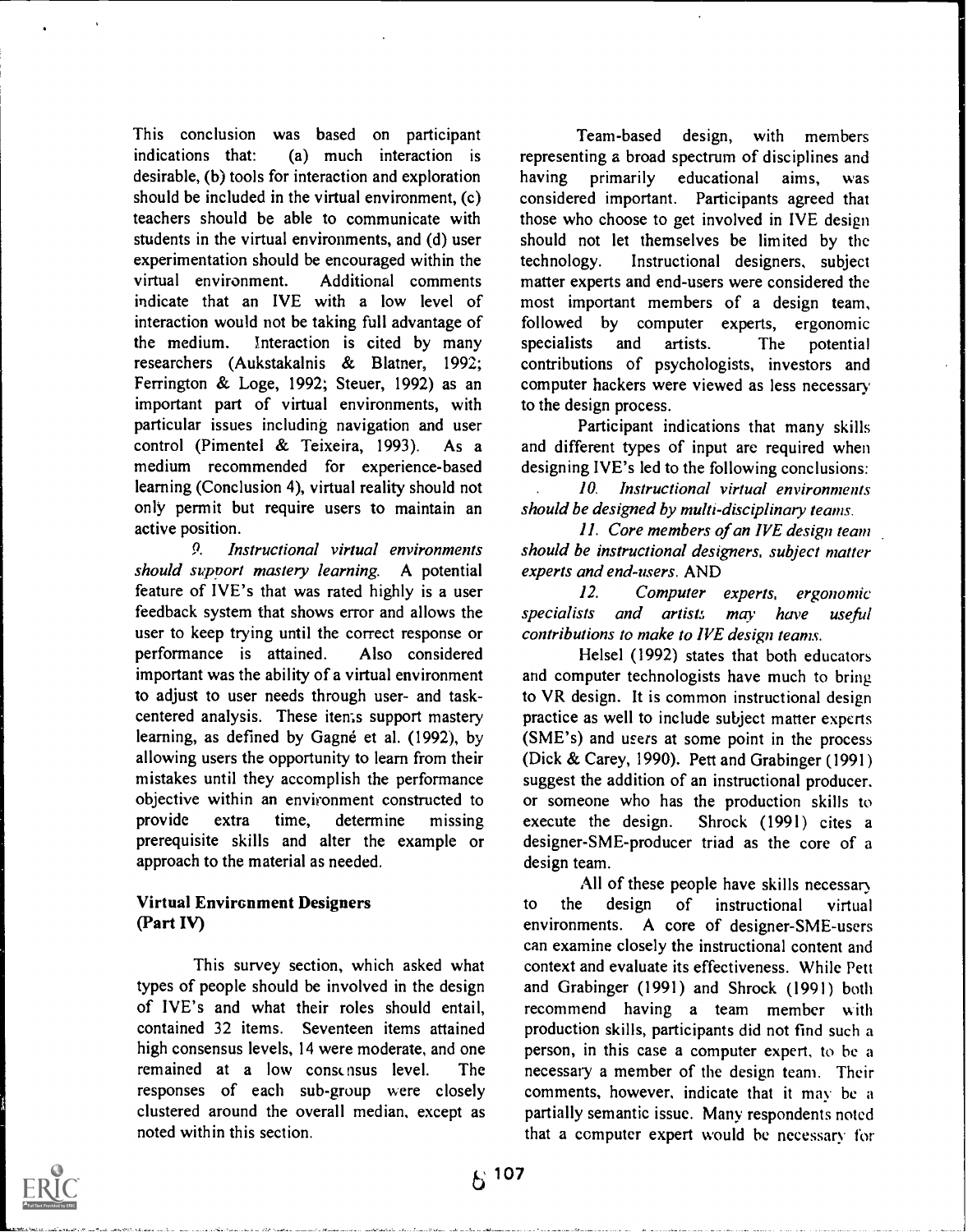This conclusion was based on participant indications that: (a) much interaction is desirable, (b) tools for interaction and exploration should be included in the virtual environment, (c) teachers should be able to communicate with students in the virtual environments, and (d) user experimentation should be encouraged within the virtual environment. Additional comments indicate that an IVE with a low level of interaction would not be taking full advantage of the medium. Interaction is cited by many researchers (Aukstakalnis & Blatner, 1992; Ferrington & Loge, 1992; Steuer, 1992) as an important part of virtual environments, with particular issues including navigation and user control (Pimentel & Teixeira, 1993). As a medium recommended for experience-based learning (Conclusion 4), virtual reality should not only permit but require users to maintain an active position.

9. *Instructional virtual environments should support mastery learning.* A potential feature of IVE's that was rated highly is a user feedback system that shows error and allows the user to keep trying until the correct response or performance is attained. Also considered important was the ability of a virtual environment to adjust to user needs through user- and task-centered analysis. These items support mastery learning, as defined by Gagné et al. (1992), by allowing users the opportunity to learn from their mistakes until they accomplish the performance objective within an environment constructed to provide extra time, determine missing prerequisite skills and alter the example or approach to the material as needed.

### Virtual Environment Designers (Part IV)

This survey section, which asked what types of people should be involved in the design of IVE's and what their roles should entail, contained 32 items. Seventeen items attained high consensus levels, 14 were moderate, and one remained at a low consensus level. The responses of each sub-group were closely clustered around the overall median, except as noted within this section.

Team-based design, with members representing a broad spectrum of disciplines and having primarily educational aims, was considered important. Participants agreed that those who choose to get involved in IVE design should not let themselves be limited by the technology. Instructional designers, subject matter experts and end-users were considered the most important members of a design team, followed by computer experts, ergonomic specialists and artists. The potential contributions of psychologists, investors and computer hackers were viewed as less necessary to the design process.

Participant indications that many skills and different types of input are required when designing IVE's led to the following conclusions:

10. *Instructional virtual environments should be designed by multi-disciplinary teams.*

11. *Core members of an IVE design team should be instructional designers, subject matter experts and end-users.* AND

12. *Computer experts, ergonomic specialists and artists may have useful contributions to make to IVE design teams.*

Helsel (1992) states that both educators and computer technologists have much to bring to VR design. It is common instructional design practice as well to include subject matter experts (SME's) and users at some point in the process (Dick & Carey, 1990). Pett and Grabinger (1991) suggest the addition of an instructional producer, or someone who has the production skills to execute the design. Shrock (1991) cites a designer-SME-producer triad as the core of a design team.

All of these people have skills necessary to the design of instructional virtual environments. A core of designer-SME-users can examine closely the instructional content and context and evaluate its effectiveness. While Pett and Grabinger (1991) and Shrock (1991) both recommend having a team member with production skills, participants did not find such a person, in this case a computer expert, to be a necessary a member of the design team. Their comments, however, indicate that it may be a partially semantic issue. Many respondents noted that a computer expert would be necessary for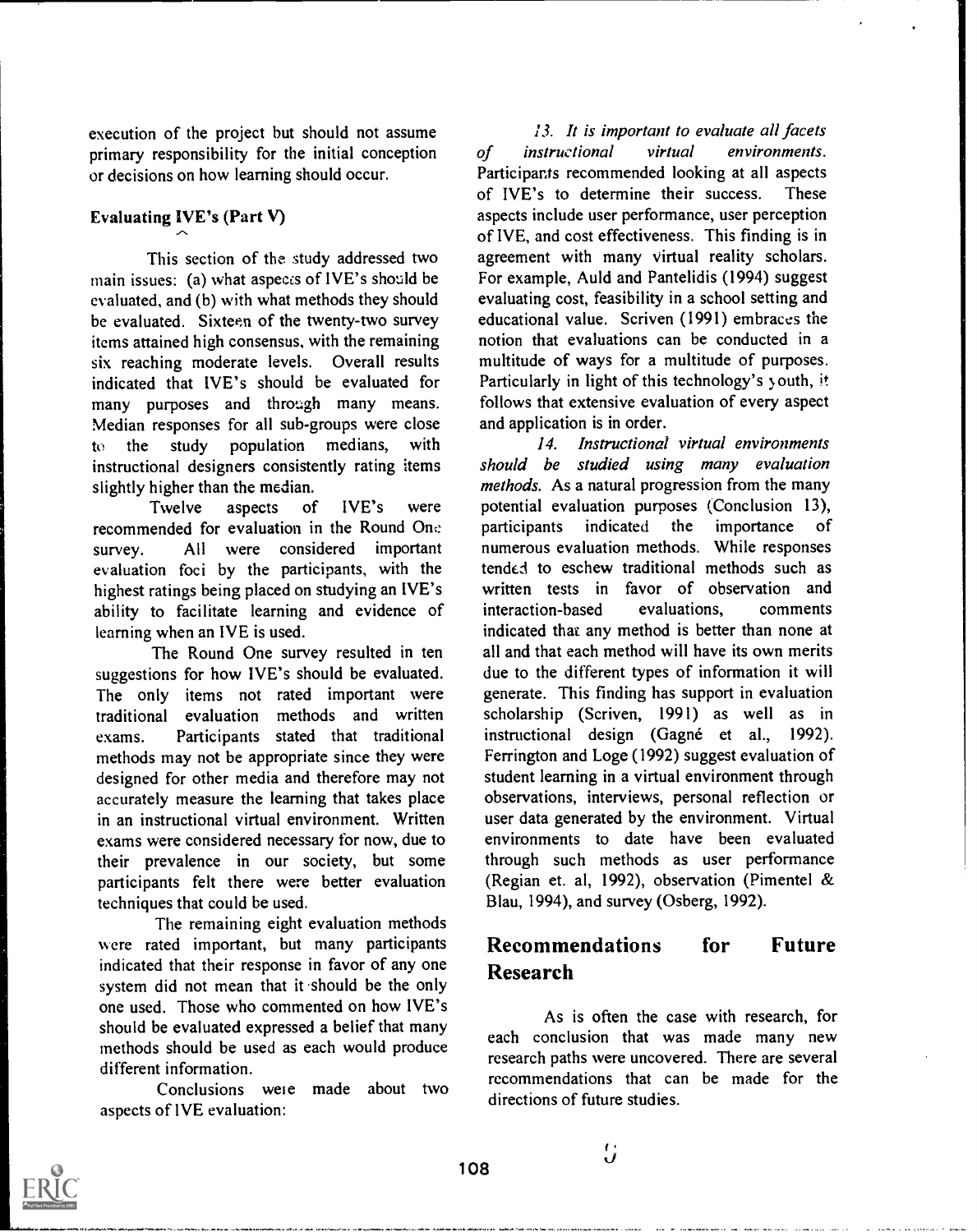execution of the project but should not assume primary responsibility for the initial conception or decisions on how learning should occur.

### Evaluating IVE's (Part V)

This section of the study addressed two main issues: (a) what aspects of IVE's should be evaluated, and (b) with what methods they should be evaluated. Sixteen of the twenty-two survey items attained high consensus, with the remaining six reaching moderate levels. Overall results indicated that IVE's should be evaluated for many purposes and through many means. Median responses for all sub-groups were close to the study population medians, with instructional designers consistently rating items slightly higher than the median.

Twelve aspects of IVE's were recommended for evaluation in the Round One survey. All were considered important evaluation foci by the participants, with the highest ratings being placed on studying an IVE's ability to facilitate learning and evidence of learning when an IVE is used.

The Round One survey resulted in ten suggestions for how IVE's should be evaluated. The only items not rated important were traditional evaluation methods and written exams. Participants stated that traditional methods may not be appropriate since they were designed for other media and therefore may not accurately measure the learning that takes place in an instructional virtual environment. Written exams were considered necessary for now, due to their prevalence in our society, but some participants felt there were better evaluation techniques that could be used.

The remaining eight evaluation methods were rated important, but many participants indicated that their response in favor of any one system did not mean that it should be the only one used. Those who commented on how IVE's should be evaluated expressed a belief that many methods should be used as each would produce different information.

Conclusions were made about two aspects of IVE evaluation:

*13. It is important to evaluate all facets of instructional virtual environments.* Participants recommended looking at all aspects of IVE's to determine their success. These aspects include user performance, user perception of IVE, and cost effectiveness. This finding is in agreement with many virtual reality scholars. For example, Auld and Pantelidis (1994) suggest evaluating cost, feasibility in a school setting and educational value. Scriven (1991) embraces the notion that evaluations can be conducted in a multitude of ways for a multitude of purposes. Particularly in light of this technology's youth, it follows that extensive evaluation of every aspect and application is in order.

*14. Instructional virtual environments should be studied using many evaluation methods.* As a natural progression from the many potential evaluation purposes (Conclusion 13), participants indicated the importance of numerous evaluation methods. While responses tended to eschew traditional methods such as written tests in favor of observation and interaction-based evaluations, comments indicated that any method is better than none at all and that each method will have its own merits due to the different types of information it will generate. This finding has support in evaluation scholarship (Scriven, 1991) as well as in instructional design (Gagné et al., 1992). Ferrington and Loge (1992) suggest evaluation of student learning in a virtual environment through observations, interviews, personal reflection or user data generated by the environment. Virtual environments to date have been evaluated through such methods as user performance (Regian et. al, 1992), observation (Pimentel & Blau, 1994), and survey (Osberg, 1992).

## Recommendations for Future Research

As is often the case with research, for each conclusion that was made many new research paths were uncovered. There are several recommendations that can be made for the directions of future studies.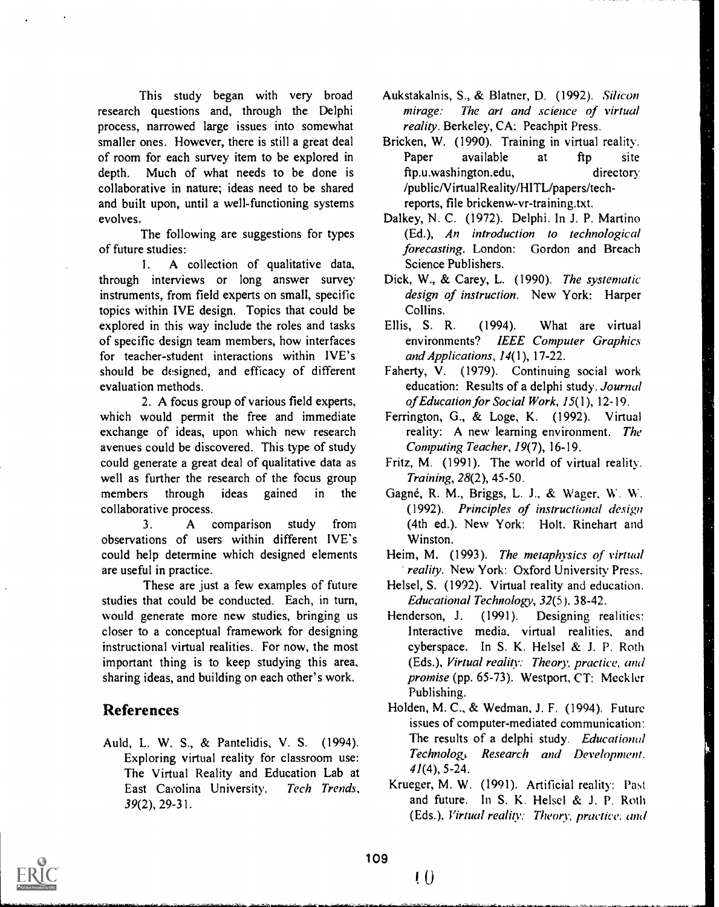This study began with very broad research questions and, through the Delphi process, narrowed large issues into somewhat smaller ones. However, there is still a great deal of room for each survey item to be explored in depth. Much of what needs to be done is collaborative in nature; ideas need to be shared and built upon, until a well-functioning systems evolves.

The following are suggestions for types of future studies:

1. A collection of qualitative data, through interviews or long answer survey instruments, from field experts on small, specific topics within IVE design. Topics that could be explored in this way include the roles and tasks of specific design team members, how interfaces for teacher-student interactions within IVE's should be designed, and efficacy of different evaluation methods.

2. A focus group of various field experts, which would permit the free and immediate exchange of ideas, upon which new research avenues could be discovered. This type of study could generate a great deal of qualitative data as well as further the research of the focus group members through ideas gained in the collaborative process.

3. A comparison study from observations of users within different IVE's could help determine which designed elements are useful in practice.

These are just a few examples of future studies that could be conducted. Each, in turn, would generate more new studies, bringing us closer to a conceptual framework for designing instructional virtual realities. For now, the most important thing is to keep studying this area, sharing ideas, and building on each other's work.

## References

Auld, L. W. S., & Pantelidis, V. S. (1994). Exploring virtual reality for classroom use: The Virtual Reality and Education Lab at East Carolina University. *Tech Trends*, *39*(2), 29-31.

Aukstakalnis, S., & Blatner, D. (1992). *Silicon mirage: The art and science of virtual reality*. Berkeley, CA: Peachpit Press.

Bricken, W. (1990). Training in virtual reality. Paper available at ftp site ftp.u.washington.edu, directory /public/VirtualReality/HITL/papers/tech-reports, file brickenw-vr-training.txt.

Dalkey, N. C. (1972). Delphi. In J. P. Martino (Ed.), *An introduction to technological forecasting*. London: Gordon and Breach Science Publishers.

Dick, W., & Carey, L. (1990). *The systematic design of instruction*. New York: Harper Collins.

Ellis, S. R. (1994). What are virtual environments? *IEEE Computer Graphics and Applications*, *14*(1), 17-22.

Faherty, V. (1979). Continuing social work education: Results of a delphi study. *Journal of Education for Social Work*, *15*(1), 12-19.

Ferrington, G., & Loge, K. (1992). Virtual reality: A new learning environment. *The Computing Teacher*, *19*(7), 16-19.

Fritz, M. (1991). The world of virtual reality. *Training*, *28*(2), 45-50.

Gagné, R. M., Briggs, L. J., & Wager, W. W. (1992). *Principles of instructional design* (4th ed.). New York: Holt, Rinehart and Winston.

Heim, M. (1993). *The metaphysics of virtual reality*. New York: Oxford University Press.

Helsel, S. (1992). Virtual reality and education. *Educational Technology*, *32*(5), 38-42.

Henderson, J. (1991). Designing realities: Interactive media, virtual realities, and cyberspace. In S. K. Helsel & J. P. Roth (Eds.), *Virtual reality: Theory, practice, and promise* (pp. 65-73). Westport, CT: Meckler Publishing.

Holden, M. C., & Wedman, J. F. (1994). Future issues of computer-mediated communication: The results of a delphi study. *Educational Technology Research and Development*, *41*(4), 5-24.

Krueger, M. W. (1991). Artificial reality: Past and future. In S. K. Helsel & J. P. Roth (Eds.), *Virtual reality: Theory, practice, and*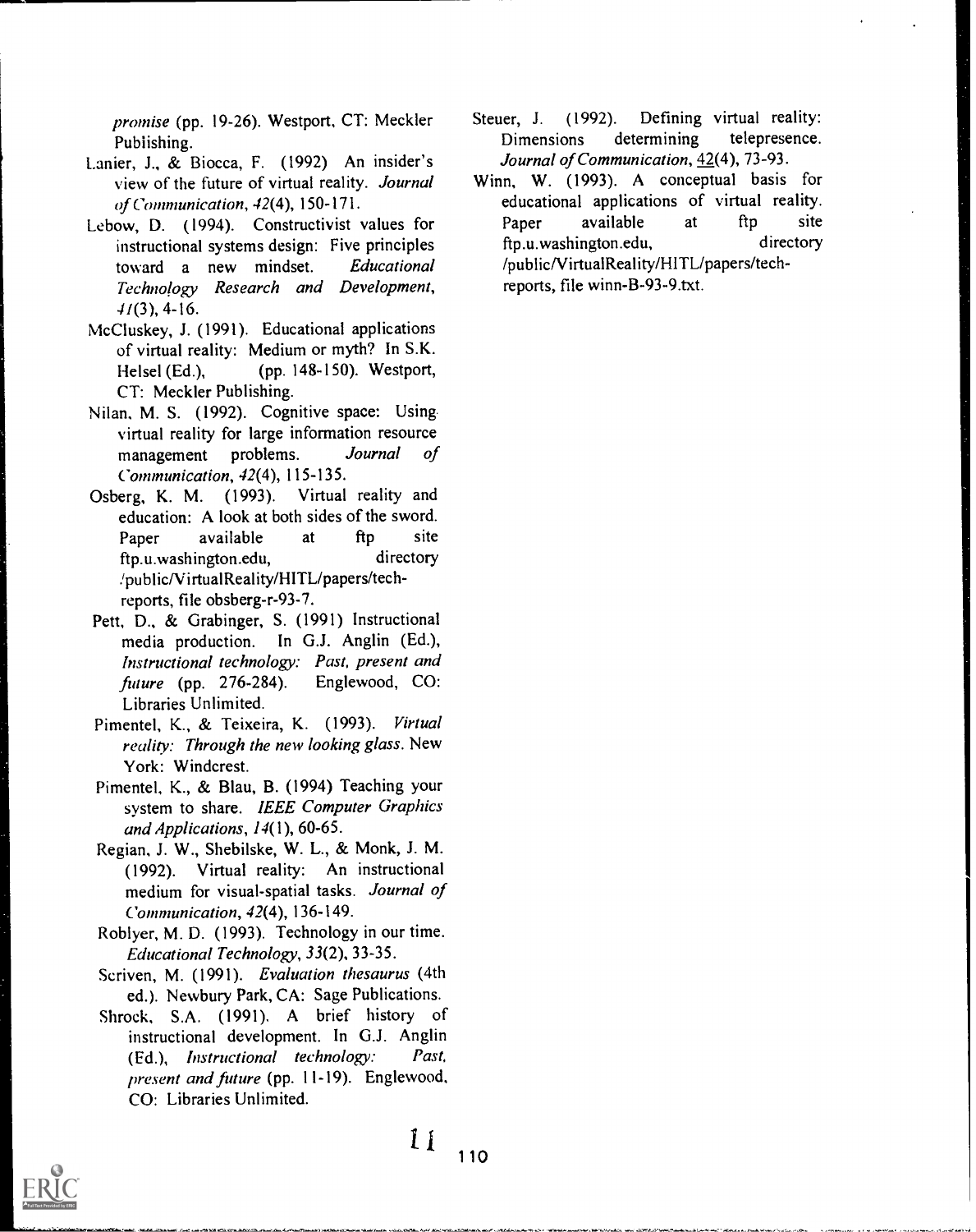*promise* (pp. 19-26). Westport, CT: Meckler Publishing.

Lanier, J., & Biocca, F. (1992) An insider's view of the future of virtual reality. *Journal of Communication, 42*(4), 150-171.

Lebow, D. (1994). Constructivist values for instructional systems design: Five principles toward a new mindset. *Educational Technology Research and Development, 41*(3), 4-16.

McCluskey, J. (1991). Educational applications of virtual reality: Medium or myth? In S.K. Helsel (Ed.), (pp. 148-150). Westport, CT: Meckler Publishing.

Nilan, M. S. (1992). Cognitive space: Using virtual reality for large information resource management problems. *Journal of Communication, 42*(4), 115-135.

Osberg, K. M. (1993). Virtual reality and education: A look at both sides of the sword. Paper available at ftp site ftp.u.washington.edu, directory /public/VirtualReality/HITL/papers/tech-reports, file obsberg-r-93-7.

Pett, D., & Grabinger, S. (1991) Instructional media production. In G.J. Anglin (Ed.), *Instructional technology: Past, present and future* (pp. 276-284). Englewood, CO: Libraries Unlimited.

Pimentel, K., & Teixeira, K. (1993). *Virtual reality: Through the new looking glass*. New York: Windcrest.

Pimentel, K., & Blau, B. (1994) Teaching your system to share. *IEEE Computer Graphics and Applications, 14*(1), 60-65.

Regian, J. W., Shebilske, W. L., & Monk, J. M. (1992). Virtual reality: An instructional medium for visual-spatial tasks. *Journal of Communication, 42*(4), 136-149.

Roblyer, M. D. (1993). Technology in our time. *Educational Technology, 33*(2), 33-35.

Scriven, M. (1991). *Evaluation thesaurus* (4th ed.). Newbury Park, CA: Sage Publications.

Shrock, S.A. (1991). A brief history of instructional development. In G.J. Anglin (Ed.), *Instructional technology: Past, present and future* (pp. 11-19). Englewood, CO: Libraries Unlimited.

Steuer, J. (1992). Defining virtual reality: Dimensions determining telepresence. *Journal of Communication*, 42(4), 73-93.

Winn, W. (1993). A conceptual basis for educational applications of virtual reality. Paper available at ftp site ftp.u.washington.edu, directory /public/VirtualReality/HITL/papers/tech-reports, file winn-B-93-9.txt.